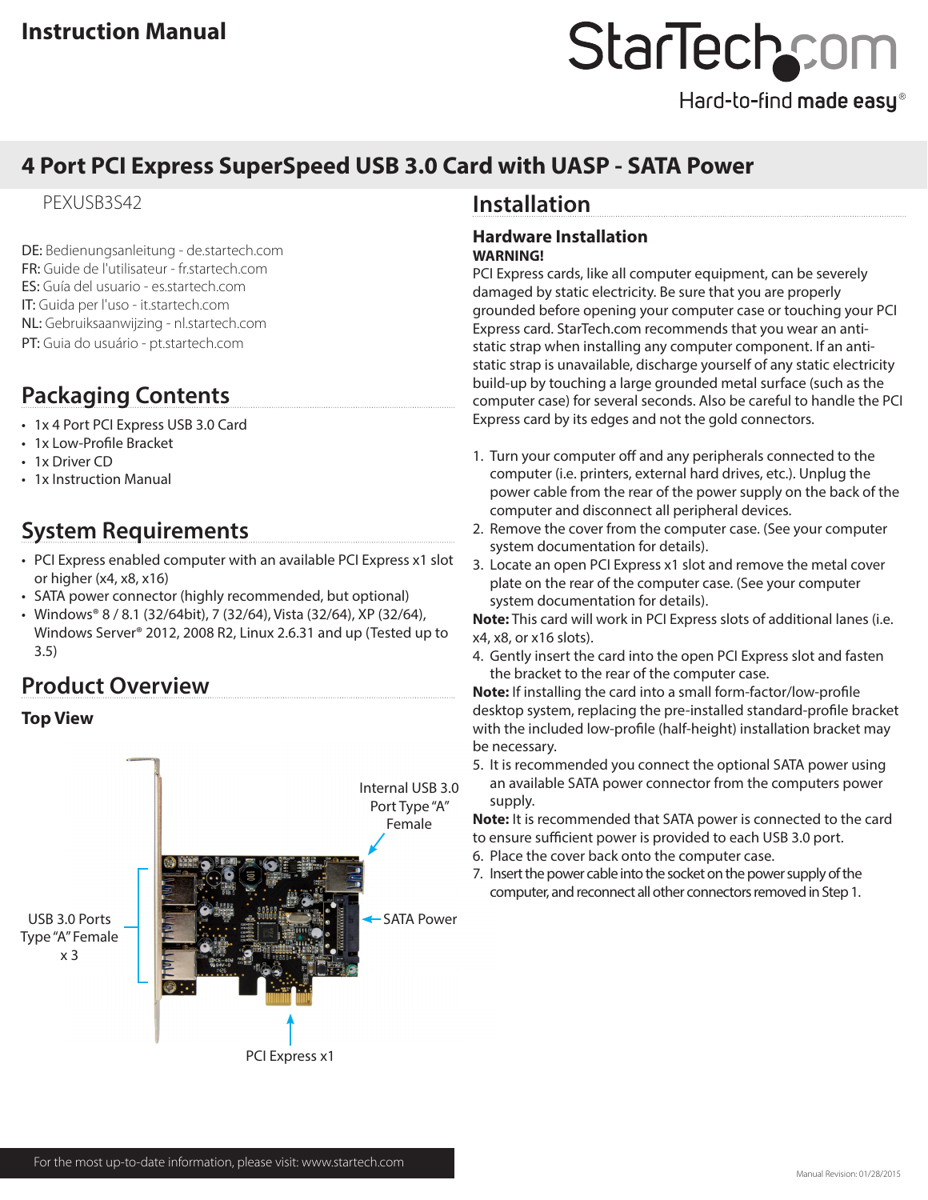Instruction Manual

# 4 Port PCI Express SuperSpeed USB 3.0 Card with UASP - SATA Power

PEXUSB3S42

DE: Bedienungsanleitung - de.startech.com
FR: Guide de l'utilisateur - fr.startech.com
ES: Guía del usuario - es.startech.com
IT: Guida per l'uso - it.startech.com
NL: Gebruiksaanwijzing - nl.startech.com
PT: Guia do usuário - pt.startech.com

## Packaging Contents

- 1x 4 Port PCI Express USB 3.0 Card
- 1x Low-Profile Bracket
- 1x Driver CD
- 1x Instruction Manual

## System Requirements

- PCI Express enabled computer with an available PCI Express x1 slot or higher (x4, x8, x16)
- SATA power connector (highly recommended, but optional)
- Windows® 8 / 8.1 (32/64bit), 7 (32/64), Vista (32/64), XP (32/64), Windows Server® 2012, 2008 R2, Linux 2.6.31 and up (Tested up to 3.5)

## Product Overview

### Top View

Internal USB 3.0 Port Type "A" Female

USB 3.0 Ports Type "A" Female x 3

SATA Power

PCI Express x1

## Installation

### Hardware Installation

**WARNING!**

PCI Express cards, like all computer equipment, can be severely damaged by static electricity. Be sure that you are properly grounded before opening your computer case or touching your PCI Express card. StarTech.com recommends that you wear an anti-static strap when installing any computer component. If an anti-static strap is unavailable, discharge yourself of any static electricity build-up by touching a large grounded metal surface (such as the computer case) for several seconds. Also be careful to handle the PCI Express card by its edges and not the gold connectors.

1. Turn your computer off and any peripherals connected to the computer (i.e. printers, external hard drives, etc.). Unplug the power cable from the rear of the power supply on the back of the computer and disconnect all peripheral devices.
2. Remove the cover from the computer case. (See your computer system documentation for details).
3. Locate an open PCI Express x1 slot and remove the metal cover plate on the rear of the computer case. (See your computer system documentation for details).

**Note:** This card will work in PCI Express slots of additional lanes (i.e. x4, x8, or x16 slots).

4. Gently insert the card into the open PCI Express slot and fasten the bracket to the rear of the computer case.

**Note:** If installing the card into a small form-factor/low-profile desktop system, replacing the pre-installed standard-profile bracket with the included low-profile (half-height) installation bracket may be necessary.

5. It is recommended you connect the optional SATA power using an available SATA power connector from the computers power supply.

**Note:** It is recommended that SATA power is connected to the card to ensure sufficient power is provided to each USB 3.0 port.

6. Place the cover back onto the computer case.
7. Insert the power cable into the socket on the power supply of the computer, and reconnect all other connectors removed in Step 1.

For the most up-to-date information, please visit: www.startech.com

Manual Revision: 01/28/2015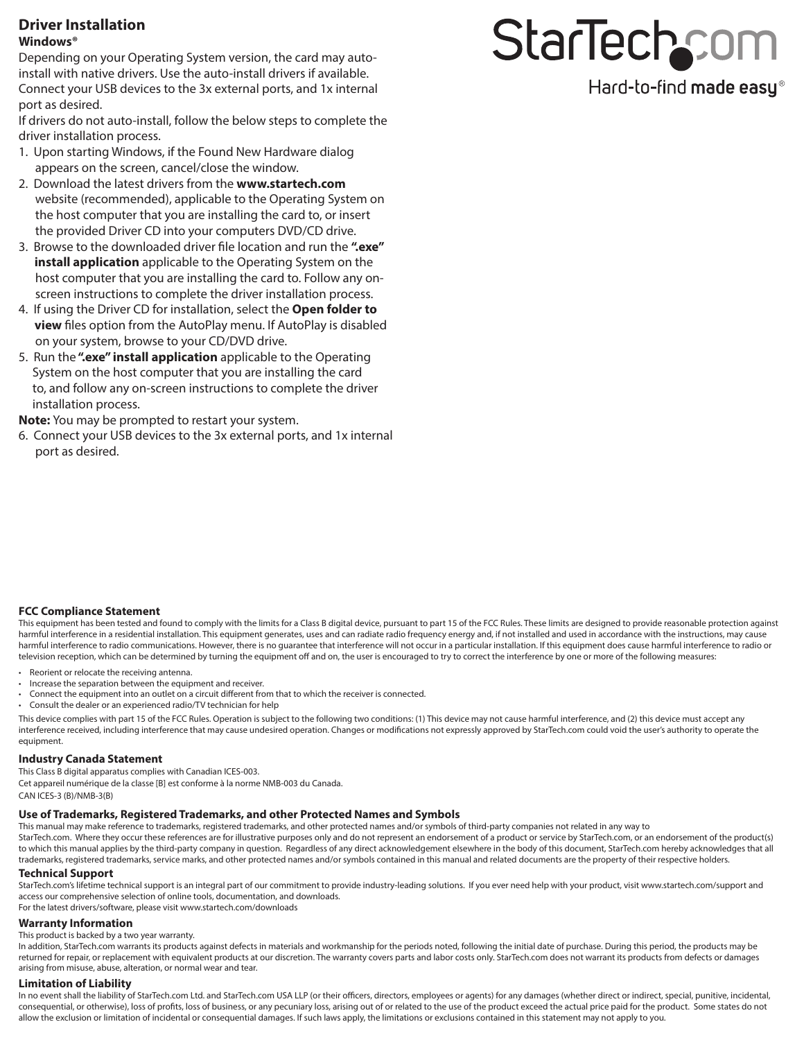## Driver Installation

**Windows®**

Depending on your Operating System version, the card may auto-install with native drivers. Use the auto-install drivers if available. Connect your USB devices to the 3x external ports, and 1x internal port as desired.

If drivers do not auto-install, follow the below steps to complete the driver installation process.

1. Upon starting Windows, if the Found New Hardware dialog appears on the screen, cancel/close the window.
2. Download the latest drivers from the **www.startech.com** website (recommended), applicable to the Operating System on the host computer that you are installing the card to, or insert the provided Driver CD into your computers DVD/CD drive.
3. Browse to the downloaded driver file location and run the **".exe" install application** applicable to the Operating System on the host computer that you are installing the card to. Follow any on-screen instructions to complete the driver installation process.
4. If using the Driver CD for installation, select the **Open folder to view** files option from the AutoPlay menu. If AutoPlay is disabled on your system, browse to your CD/DVD drive.
5. Run the **".exe" install application** applicable to the Operating System on the host computer that you are installing the card to, and follow any on-screen instructions to complete the driver installation process.

**Note:** You may be prompted to restart your system.

6. Connect your USB devices to the 3x external ports, and 1x internal port as desired.

#### FCC Compliance Statement

This equipment has been tested and found to comply with the limits for a Class B digital device, pursuant to part 15 of the FCC Rules. These limits are designed to provide reasonable protection against harmful interference in a residential installation. This equipment generates, uses and can radiate radio frequency energy and, if not installed and used in accordance with the instructions, may cause harmful interference to radio communications. However, there is no guarantee that interference will not occur in a particular installation. If this equipment does cause harmful interference to radio or television reception, which can be determined by turning the equipment off and on, the user is encouraged to try to correct the interference by one or more of the following measures:

- Reorient or relocate the receiving antenna.
- Increase the separation between the equipment and receiver.
- Connect the equipment into an outlet on a circuit different from that to which the receiver is connected.
- Consult the dealer or an experienced radio/TV technician for help

This device complies with part 15 of the FCC Rules. Operation is subject to the following two conditions: (1) This device may not cause harmful interference, and (2) this device must accept any interference received, including interference that may cause undesired operation. Changes or modifications not expressly approved by StarTech.com could void the user's authority to operate the equipment.

#### Industry Canada Statement

This Class B digital apparatus complies with Canadian ICES-003.
Cet appareil numérique de la classe [B] est conforme à la norme NMB-003 du Canada.
CAN ICES-3 (B)/NMB-3(B)

#### Use of Trademarks, Registered Trademarks, and other Protected Names and Symbols

This manual may make reference to trademarks, registered trademarks, and other protected names and/or symbols of third-party companies not related in any way to StarTech.com. Where they occur these references are for illustrative purposes only and do not represent an endorsement of a product or service by StarTech.com, or an endorsement of the product(s) to which this manual applies by the third-party company in question. Regardless of any direct acknowledgement elsewhere in the body of this document, StarTech.com hereby acknowledges that all trademarks, registered trademarks, service marks, and other protected names and/or symbols contained in this manual and related documents are the property of their respective holders.

#### Technical Support

StarTech.com's lifetime technical support is an integral part of our commitment to provide industry-leading solutions. If you ever need help with your product, visit www.startech.com/support and access our comprehensive selection of online tools, documentation, and downloads.
For the latest drivers/software, please visit www.startech.com/downloads

#### Warranty Information

This product is backed by a two year warranty.
In addition, StarTech.com warrants its products against defects in materials and workmanship for the periods noted, following the initial date of purchase. During this period, the products may be returned for repair, or replacement with equivalent products at our discretion. The warranty covers parts and labor costs only. StarTech.com does not warrant its products from defects or damages arising from misuse, abuse, alteration, or normal wear and tear.

#### Limitation of Liability

In no event shall the liability of StarTech.com Ltd. and StarTech.com USA LLP (or their officers, directors, employees or agents) for any damages (whether direct or indirect, special, punitive, incidental, consequential, or otherwise), loss of profits, loss of business, or any pecuniary loss, arising out of or related to the use of the product exceed the actual price paid for the product. Some states do not allow the exclusion or limitation of incidental or consequential damages. If such laws apply, the limitations or exclusions contained in this statement may not apply to you.